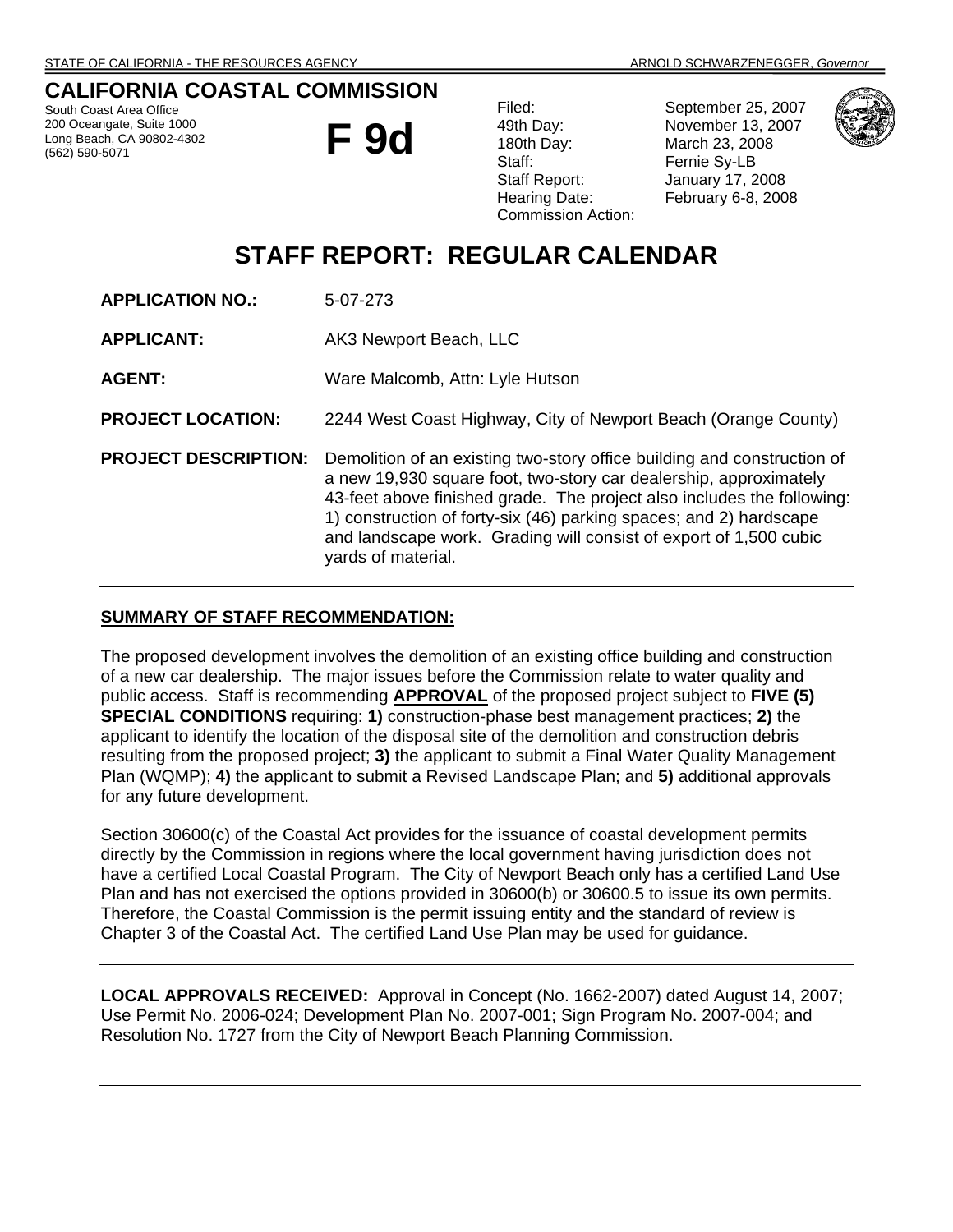STATE OF CALIFORNIA - THE RESOURCES AGENCY ARNOLD SCHWARZENEGGER, *Governor*

# CALIFORNIA COASTAL COMMISSION

South Coast Area Office
200 Oceangate, Suite 1000
Long Beach, CA 90802-4302
(562) 590-5071

# F 9d

| | |
|---|---|
| Filed: | September 25, 2007 |
| 49th Day: | November 13, 2007 |
| 180th Day: | March 23, 2008 |
| Staff: | Fernie Sy-LB |
| Staff Report: | January 17, 2008 |
| Hearing Date: | February 6-8, 2008 |
| Commission Action: | |

# STAFF REPORT: REGULAR CALENDAR

**APPLICATION NO.:** 5-07-273

**APPLICANT:** AK3 Newport Beach, LLC

**AGENT:** Ware Malcomb, Attn: Lyle Hutson

**PROJECT LOCATION:** 2244 West Coast Highway, City of Newport Beach (Orange County)

**PROJECT DESCRIPTION:** Demolition of an existing two-story office building and construction of a new 19,930 square foot, two-story car dealership, approximately 43-feet above finished grade. The project also includes the following: 1) construction of forty-six (46) parking spaces; and 2) hardscape and landscape work. Grading will consist of export of 1,500 cubic yards of material.

---

**SUMMARY OF STAFF RECOMMENDATION:**

The proposed development involves the demolition of an existing office building and construction of a new car dealership. The major issues before the Commission relate to water quality and public access. Staff is recommending **APPROVAL** of the proposed project subject to **FIVE (5) SPECIAL CONDITIONS** requiring: **1)** construction-phase best management practices; **2)** the applicant to identify the location of the disposal site of the demolition and construction debris resulting from the proposed project; **3)** the applicant to submit a Final Water Quality Management Plan (WQMP); **4)** the applicant to submit a Revised Landscape Plan; and **5)** additional approvals for any future development.

Section 30600(c) of the Coastal Act provides for the issuance of coastal development permits directly by the Commission in regions where the local government having jurisdiction does not have a certified Local Coastal Program. The City of Newport Beach only has a certified Land Use Plan and has not exercised the options provided in 30600(b) or 30600.5 to issue its own permits. Therefore, the Coastal Commission is the permit issuing entity and the standard of review is Chapter 3 of the Coastal Act. The certified Land Use Plan may be used for guidance.

---

**LOCAL APPROVALS RECEIVED:** Approval in Concept (No. 1662-2007) dated August 14, 2007; Use Permit No. 2006-024; Development Plan No. 2007-001; Sign Program No. 2007-004; and Resolution No. 1727 from the City of Newport Beach Planning Commission.

---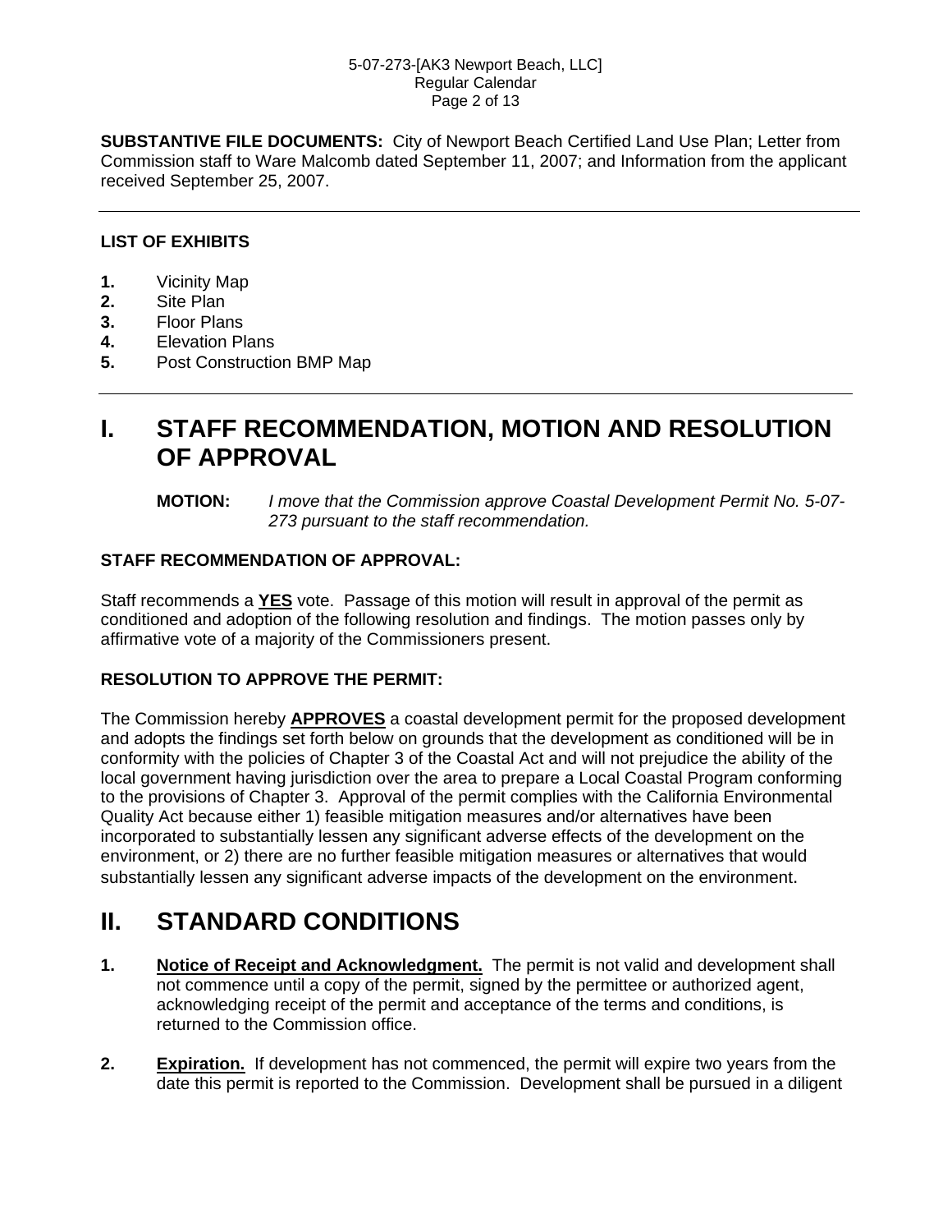**SUBSTANTIVE FILE DOCUMENTS:** City of Newport Beach Certified Land Use Plan; Letter from Commission staff to Ware Malcomb dated September 11, 2007; and Information from the applicant received September 25, 2007.

---

### LIST OF EXHIBITS

1. Vicinity Map
2. Site Plan
3. Floor Plans
4. Elevation Plans
5. Post Construction BMP Map

---

# I. STAFF RECOMMENDATION, MOTION AND RESOLUTION OF APPROVAL

**MOTION:** *I move that the Commission approve Coastal Development Permit No. 5-07-273 pursuant to the staff recommendation.*

### STAFF RECOMMENDATION OF APPROVAL:

Staff recommends a **YES** vote. Passage of this motion will result in approval of the permit as conditioned and adoption of the following resolution and findings. The motion passes only by affirmative vote of a majority of the Commissioners present.

### RESOLUTION TO APPROVE THE PERMIT:

The Commission hereby **APPROVES** a coastal development permit for the proposed development and adopts the findings set forth below on grounds that the development as conditioned will be in conformity with the policies of Chapter 3 of the Coastal Act and will not prejudice the ability of the local government having jurisdiction over the area to prepare a Local Coastal Program conforming to the provisions of Chapter 3. Approval of the permit complies with the California Environmental Quality Act because either 1) feasible mitigation measures and/or alternatives have been incorporated to substantially lessen any significant adverse effects of the development on the environment, or 2) there are no further feasible mitigation measures or alternatives that would substantially lessen any significant adverse impacts of the development on the environment.

# II. STANDARD CONDITIONS

1. **Notice of Receipt and Acknowledgment.** The permit is not valid and development shall not commence until a copy of the permit, signed by the permittee or authorized agent, acknowledging receipt of the permit and acceptance of the terms and conditions, is returned to the Commission office.

2. **Expiration.** If development has not commenced, the permit will expire two years from the date this permit is reported to the Commission. Development shall be pursued in a diligent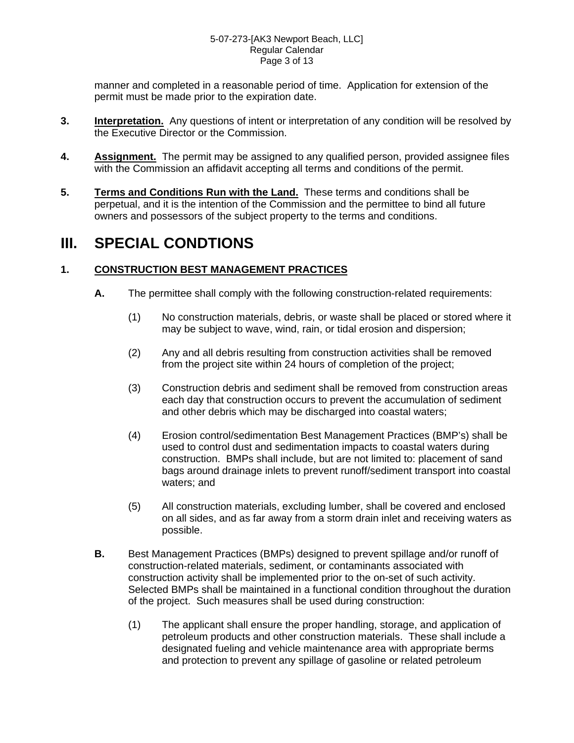manner and completed in a reasonable period of time. Application for extension of the permit must be made prior to the expiration date.

**3.** **Interpretation.** Any questions of intent or interpretation of any condition will be resolved by the Executive Director or the Commission.

**4.** **Assignment.** The permit may be assigned to any qualified person, provided assignee files with the Commission an affidavit accepting all terms and conditions of the permit.

**5.** **Terms and Conditions Run with the Land.** These terms and conditions shall be perpetual, and it is the intention of the Commission and the permittee to bind all future owners and possessors of the subject property to the terms and conditions.

# III. SPECIAL CONDTIONS

## 1. CONSTRUCTION BEST MANAGEMENT PRACTICES

**A.** The permittee shall comply with the following construction-related requirements:

(1) No construction materials, debris, or waste shall be placed or stored where it may be subject to wave, wind, rain, or tidal erosion and dispersion;

(2) Any and all debris resulting from construction activities shall be removed from the project site within 24 hours of completion of the project;

(3) Construction debris and sediment shall be removed from construction areas each day that construction occurs to prevent the accumulation of sediment and other debris which may be discharged into coastal waters;

(4) Erosion control/sedimentation Best Management Practices (BMP's) shall be used to control dust and sedimentation impacts to coastal waters during construction. BMPs shall include, but are not limited to: placement of sand bags around drainage inlets to prevent runoff/sediment transport into coastal waters; and

(5) All construction materials, excluding lumber, shall be covered and enclosed on all sides, and as far away from a storm drain inlet and receiving waters as possible.

**B.** Best Management Practices (BMPs) designed to prevent spillage and/or runoff of construction-related materials, sediment, or contaminants associated with construction activity shall be implemented prior to the on-set of such activity. Selected BMPs shall be maintained in a functional condition throughout the duration of the project. Such measures shall be used during construction:

(1) The applicant shall ensure the proper handling, storage, and application of petroleum products and other construction materials. These shall include a designated fueling and vehicle maintenance area with appropriate berms and protection to prevent any spillage of gasoline or related petroleum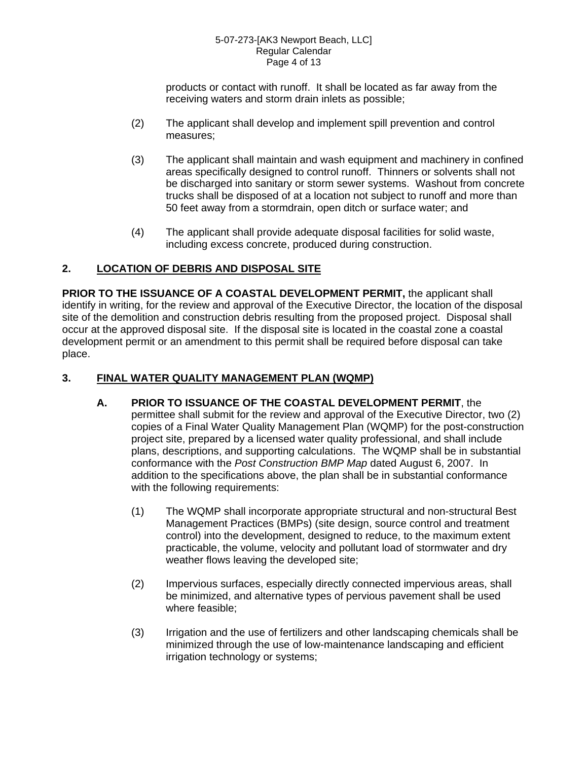products or contact with runoff. It shall be located as far away from the receiving waters and storm drain inlets as possible;

(2) The applicant shall develop and implement spill prevention and control measures;

(3) The applicant shall maintain and wash equipment and machinery in confined areas specifically designed to control runoff. Thinners or solvents shall not be discharged into sanitary or storm sewer systems. Washout from concrete trucks shall be disposed of at a location not subject to runoff and more than 50 feet away from a stormdrain, open ditch or surface water; and

(4) The applicant shall provide adequate disposal facilities for solid waste, including excess concrete, produced during construction.

## 2. LOCATION OF DEBRIS AND DISPOSAL SITE

**PRIOR TO THE ISSUANCE OF A COASTAL DEVELOPMENT PERMIT,** the applicant shall identify in writing, for the review and approval of the Executive Director, the location of the disposal site of the demolition and construction debris resulting from the proposed project. Disposal shall occur at the approved disposal site. If the disposal site is located in the coastal zone a coastal development permit or an amendment to this permit shall be required before disposal can take place.

## 3. FINAL WATER QUALITY MANAGEMENT PLAN (WQMP)

**A. PRIOR TO ISSUANCE OF THE COASTAL DEVELOPMENT PERMIT**, the permittee shall submit for the review and approval of the Executive Director, two (2) copies of a Final Water Quality Management Plan (WQMP) for the post-construction project site, prepared by a licensed water quality professional, and shall include plans, descriptions, and supporting calculations. The WQMP shall be in substantial conformance with the *Post Construction BMP Map* dated August 6, 2007. In addition to the specifications above, the plan shall be in substantial conformance with the following requirements:

(1) The WQMP shall incorporate appropriate structural and non-structural Best Management Practices (BMPs) (site design, source control and treatment control) into the development, designed to reduce, to the maximum extent practicable, the volume, velocity and pollutant load of stormwater and dry weather flows leaving the developed site;

(2) Impervious surfaces, especially directly connected impervious areas, shall be minimized, and alternative types of pervious pavement shall be used where feasible;

(3) Irrigation and the use of fertilizers and other landscaping chemicals shall be minimized through the use of low-maintenance landscaping and efficient irrigation technology or systems;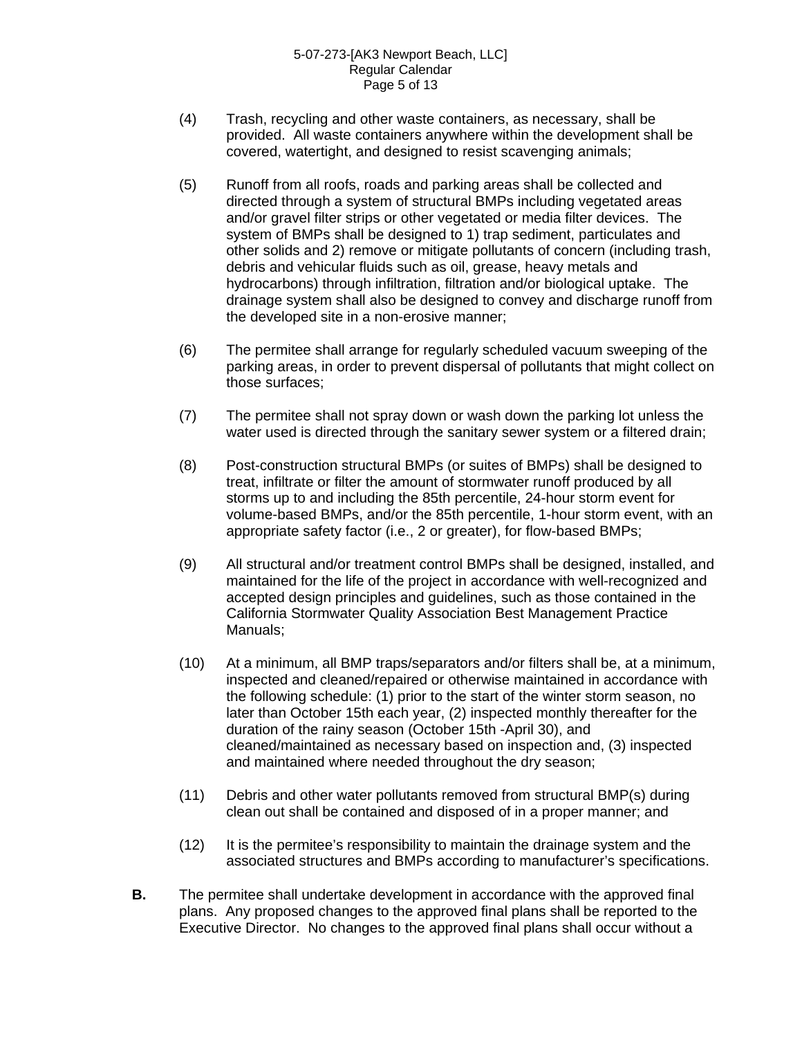(4) Trash, recycling and other waste containers, as necessary, shall be provided. All waste containers anywhere within the development shall be covered, watertight, and designed to resist scavenging animals;

(5) Runoff from all roofs, roads and parking areas shall be collected and directed through a system of structural BMPs including vegetated areas and/or gravel filter strips or other vegetated or media filter devices. The system of BMPs shall be designed to 1) trap sediment, particulates and other solids and 2) remove or mitigate pollutants of concern (including trash, debris and vehicular fluids such as oil, grease, heavy metals and hydrocarbons) through infiltration, filtration and/or biological uptake. The drainage system shall also be designed to convey and discharge runoff from the developed site in a non-erosive manner;

(6) The permitee shall arrange for regularly scheduled vacuum sweeping of the parking areas, in order to prevent dispersal of pollutants that might collect on those surfaces;

(7) The permitee shall not spray down or wash down the parking lot unless the water used is directed through the sanitary sewer system or a filtered drain;

(8) Post-construction structural BMPs (or suites of BMPs) shall be designed to treat, infiltrate or filter the amount of stormwater runoff produced by all storms up to and including the 85th percentile, 24-hour storm event for volume-based BMPs, and/or the 85th percentile, 1-hour storm event, with an appropriate safety factor (i.e., 2 or greater), for flow-based BMPs;

(9) All structural and/or treatment control BMPs shall be designed, installed, and maintained for the life of the project in accordance with well-recognized and accepted design principles and guidelines, such as those contained in the California Stormwater Quality Association Best Management Practice Manuals;

(10) At a minimum, all BMP traps/separators and/or filters shall be, at a minimum, inspected and cleaned/repaired or otherwise maintained in accordance with the following schedule: (1) prior to the start of the winter storm season, no later than October 15th each year, (2) inspected monthly thereafter for the duration of the rainy season (October 15th -April 30), and cleaned/maintained as necessary based on inspection and, (3) inspected and maintained where needed throughout the dry season;

(11) Debris and other water pollutants removed from structural BMP(s) during clean out shall be contained and disposed of in a proper manner; and

(12) It is the permitee's responsibility to maintain the drainage system and the associated structures and BMPs according to manufacturer's specifications.

**B.** The permitee shall undertake development in accordance with the approved final plans. Any proposed changes to the approved final plans shall be reported to the Executive Director. No changes to the approved final plans shall occur without a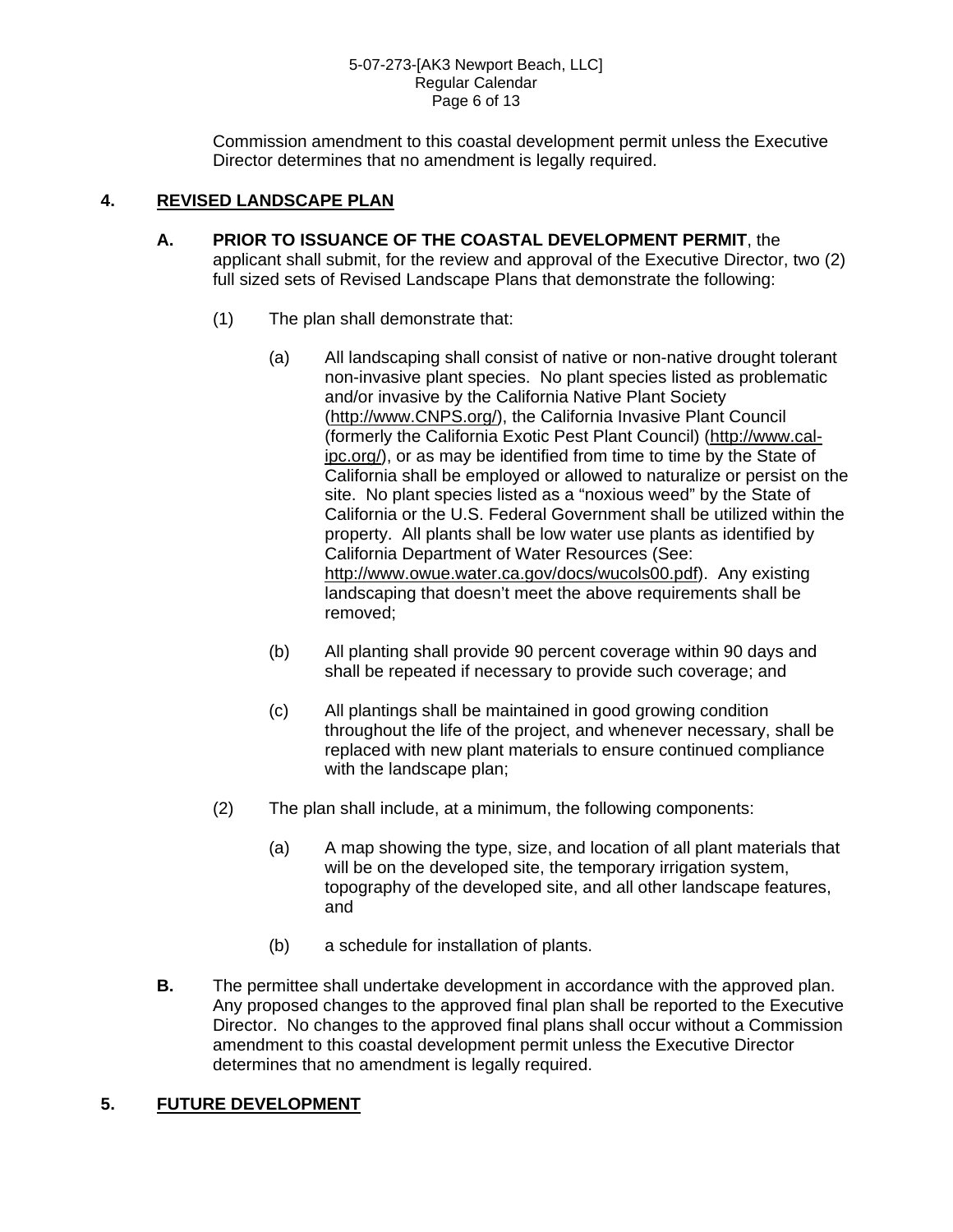Commission amendment to this coastal development permit unless the Executive Director determines that no amendment is legally required.

## 4. REVISED LANDSCAPE PLAN

**A. PRIOR TO ISSUANCE OF THE COASTAL DEVELOPMENT PERMIT**, the applicant shall submit, for the review and approval of the Executive Director, two (2) full sized sets of Revised Landscape Plans that demonstrate the following:

(1) The plan shall demonstrate that:

(a) All landscaping shall consist of native or non-native drought tolerant non-invasive plant species. No plant species listed as problematic and/or invasive by the California Native Plant Society (http://www.CNPS.org/), the California Invasive Plant Council (formerly the California Exotic Pest Plant Council) (http://www.cal-ipc.org/), or as may be identified from time to time by the State of California shall be employed or allowed to naturalize or persist on the site. No plant species listed as a "noxious weed" by the State of California or the U.S. Federal Government shall be utilized within the property. All plants shall be low water use plants as identified by California Department of Water Resources (See: http://www.owue.water.ca.gov/docs/wucols00.pdf). Any existing landscaping that doesn't meet the above requirements shall be removed;

(b) All planting shall provide 90 percent coverage within 90 days and shall be repeated if necessary to provide such coverage; and

(c) All plantings shall be maintained in good growing condition throughout the life of the project, and whenever necessary, shall be replaced with new plant materials to ensure continued compliance with the landscape plan;

(2) The plan shall include, at a minimum, the following components:

(a) A map showing the type, size, and location of all plant materials that will be on the developed site, the temporary irrigation system, topography of the developed site, and all other landscape features, and

(b) a schedule for installation of plants.

**B.** The permittee shall undertake development in accordance with the approved plan. Any proposed changes to the approved final plan shall be reported to the Executive Director. No changes to the approved final plans shall occur without a Commission amendment to this coastal development permit unless the Executive Director determines that no amendment is legally required.

## 5. FUTURE DEVELOPMENT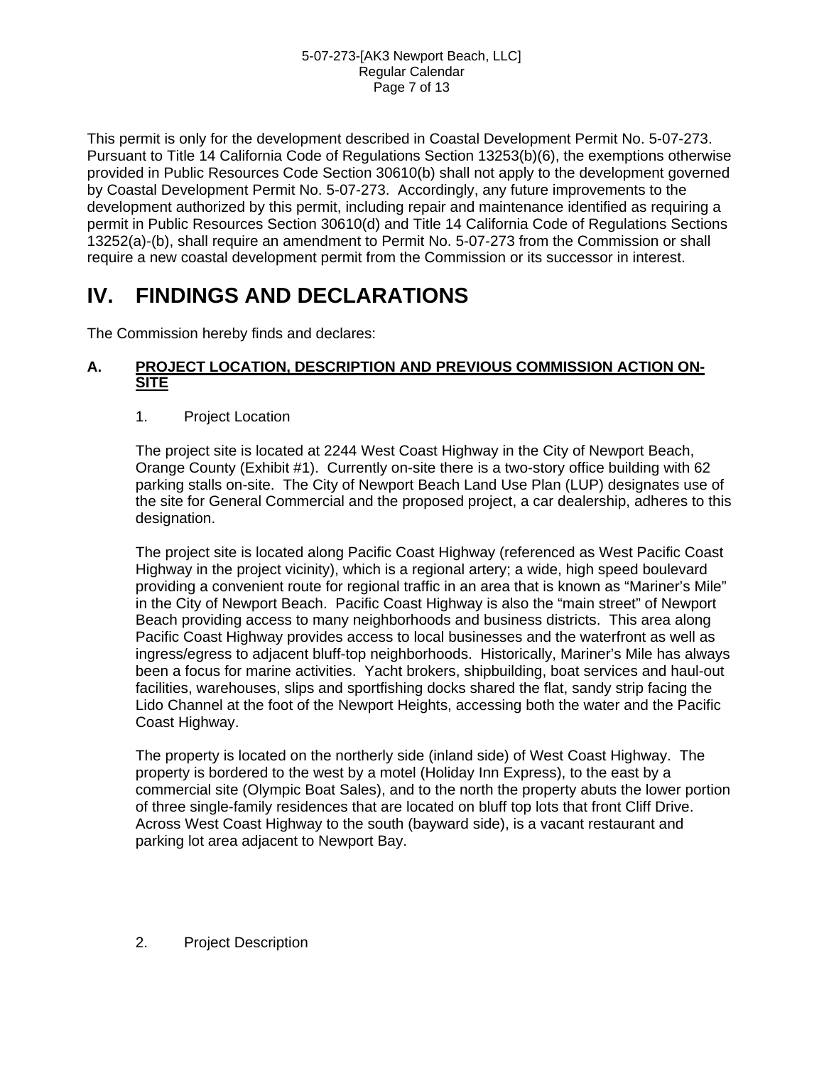This permit is only for the development described in Coastal Development Permit No. 5-07-273. Pursuant to Title 14 California Code of Regulations Section 13253(b)(6), the exemptions otherwise provided in Public Resources Code Section 30610(b) shall not apply to the development governed by Coastal Development Permit No. 5-07-273. Accordingly, any future improvements to the development authorized by this permit, including repair and maintenance identified as requiring a permit in Public Resources Section 30610(d) and Title 14 California Code of Regulations Sections 13252(a)-(b), shall require an amendment to Permit No. 5-07-273 from the Commission or shall require a new coastal development permit from the Commission or its successor in interest.

# IV. FINDINGS AND DECLARATIONS

The Commission hereby finds and declares:

## A. PROJECT LOCATION, DESCRIPTION AND PREVIOUS COMMISSION ACTION ON-SITE

### 1. Project Location

The project site is located at 2244 West Coast Highway in the City of Newport Beach, Orange County (Exhibit #1). Currently on-site there is a two-story office building with 62 parking stalls on-site. The City of Newport Beach Land Use Plan (LUP) designates use of the site for General Commercial and the proposed project, a car dealership, adheres to this designation.

The project site is located along Pacific Coast Highway (referenced as West Pacific Coast Highway in the project vicinity), which is a regional artery; a wide, high speed boulevard providing a convenient route for regional traffic in an area that is known as "Mariner's Mile" in the City of Newport Beach. Pacific Coast Highway is also the "main street" of Newport Beach providing access to many neighborhoods and business districts. This area along Pacific Coast Highway provides access to local businesses and the waterfront as well as ingress/egress to adjacent bluff-top neighborhoods. Historically, Mariner's Mile has always been a focus for marine activities. Yacht brokers, shipbuilding, boat services and haul-out facilities, warehouses, slips and sportfishing docks shared the flat, sandy strip facing the Lido Channel at the foot of the Newport Heights, accessing both the water and the Pacific Coast Highway.

The property is located on the northerly side (inland side) of West Coast Highway. The property is bordered to the west by a motel (Holiday Inn Express), to the east by a commercial site (Olympic Boat Sales), and to the north the property abuts the lower portion of three single-family residences that are located on bluff top lots that front Cliff Drive. Across West Coast Highway to the south (bayward side), is a vacant restaurant and parking lot area adjacent to Newport Bay.

### 2. Project Description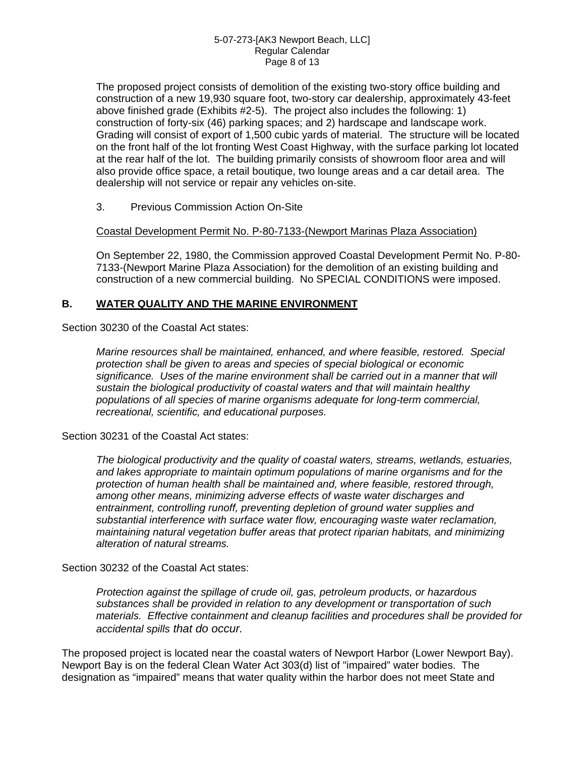The proposed project consists of demolition of the existing two-story office building and construction of a new 19,930 square foot, two-story car dealership, approximately 43-feet above finished grade (Exhibits #2-5). The project also includes the following: 1) construction of forty-six (46) parking spaces; and 2) hardscape and landscape work. Grading will consist of export of 1,500 cubic yards of material. The structure will be located on the front half of the lot fronting West Coast Highway, with the surface parking lot located at the rear half of the lot. The building primarily consists of showroom floor area and will also provide office space, a retail boutique, two lounge areas and a car detail area. The dealership will not service or repair any vehicles on-site.

3. Previous Commission Action On-Site

Coastal Development Permit No. P-80-7133-(Newport Marinas Plaza Association)

On September 22, 1980, the Commission approved Coastal Development Permit No. P-80-7133-(Newport Marine Plaza Association) for the demolition of an existing building and construction of a new commercial building. No SPECIAL CONDITIONS were imposed.

## B. WATER QUALITY AND THE MARINE ENVIRONMENT

Section 30230 of the Coastal Act states:

> *Marine resources shall be maintained, enhanced, and where feasible, restored. Special protection shall be given to areas and species of special biological or economic significance. Uses of the marine environment shall be carried out in a manner that will sustain the biological productivity of coastal waters and that will maintain healthy populations of all species of marine organisms adequate for long-term commercial, recreational, scientific, and educational purposes.*

Section 30231 of the Coastal Act states:

> *The biological productivity and the quality of coastal waters, streams, wetlands, estuaries, and lakes appropriate to maintain optimum populations of marine organisms and for the protection of human health shall be maintained and, where feasible, restored through, among other means, minimizing adverse effects of waste water discharges and entrainment, controlling runoff, preventing depletion of ground water supplies and substantial interference with surface water flow, encouraging waste water reclamation, maintaining natural vegetation buffer areas that protect riparian habitats, and minimizing alteration of natural streams.*

Section 30232 of the Coastal Act states:

> *Protection against the spillage of crude oil, gas, petroleum products, or hazardous substances shall be provided in relation to any development or transportation of such materials. Effective containment and cleanup facilities and procedures shall be provided for accidental spills that do occur.*

The proposed project is located near the coastal waters of Newport Harbor (Lower Newport Bay). Newport Bay is on the federal Clean Water Act 303(d) list of "impaired" water bodies. The designation as "impaired" means that water quality within the harbor does not meet State and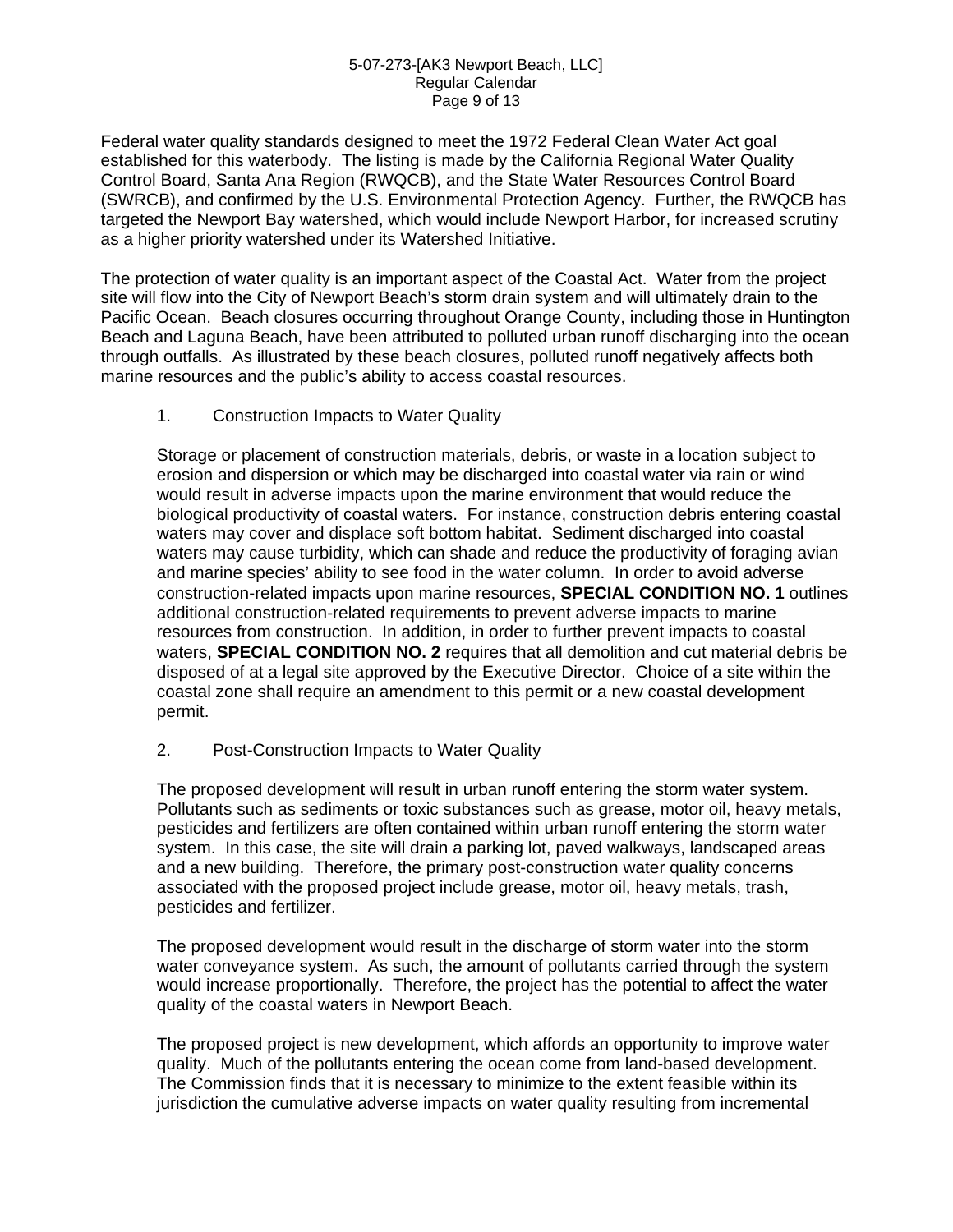Federal water quality standards designed to meet the 1972 Federal Clean Water Act goal established for this waterbody. The listing is made by the California Regional Water Quality Control Board, Santa Ana Region (RWQCB), and the State Water Resources Control Board (SWRCB), and confirmed by the U.S. Environmental Protection Agency. Further, the RWQCB has targeted the Newport Bay watershed, which would include Newport Harbor, for increased scrutiny as a higher priority watershed under its Watershed Initiative.

The protection of water quality is an important aspect of the Coastal Act. Water from the project site will flow into the City of Newport Beach's storm drain system and will ultimately drain to the Pacific Ocean. Beach closures occurring throughout Orange County, including those in Huntington Beach and Laguna Beach, have been attributed to polluted urban runoff discharging into the ocean through outfalls. As illustrated by these beach closures, polluted runoff negatively affects both marine resources and the public's ability to access coastal resources.

1. Construction Impacts to Water Quality

Storage or placement of construction materials, debris, or waste in a location subject to erosion and dispersion or which may be discharged into coastal water via rain or wind would result in adverse impacts upon the marine environment that would reduce the biological productivity of coastal waters. For instance, construction debris entering coastal waters may cover and displace soft bottom habitat. Sediment discharged into coastal waters may cause turbidity, which can shade and reduce the productivity of foraging avian and marine species' ability to see food in the water column. In order to avoid adverse construction-related impacts upon marine resources, **SPECIAL CONDITION NO. 1** outlines additional construction-related requirements to prevent adverse impacts to marine resources from construction. In addition, in order to further prevent impacts to coastal waters, **SPECIAL CONDITION NO. 2** requires that all demolition and cut material debris be disposed of at a legal site approved by the Executive Director. Choice of a site within the coastal zone shall require an amendment to this permit or a new coastal development permit.

2. Post-Construction Impacts to Water Quality

The proposed development will result in urban runoff entering the storm water system. Pollutants such as sediments or toxic substances such as grease, motor oil, heavy metals, pesticides and fertilizers are often contained within urban runoff entering the storm water system. In this case, the site will drain a parking lot, paved walkways, landscaped areas and a new building. Therefore, the primary post-construction water quality concerns associated with the proposed project include grease, motor oil, heavy metals, trash, pesticides and fertilizer.

The proposed development would result in the discharge of storm water into the storm water conveyance system. As such, the amount of pollutants carried through the system would increase proportionally. Therefore, the project has the potential to affect the water quality of the coastal waters in Newport Beach.

The proposed project is new development, which affords an opportunity to improve water quality. Much of the pollutants entering the ocean come from land-based development. The Commission finds that it is necessary to minimize to the extent feasible within its jurisdiction the cumulative adverse impacts on water quality resulting from incremental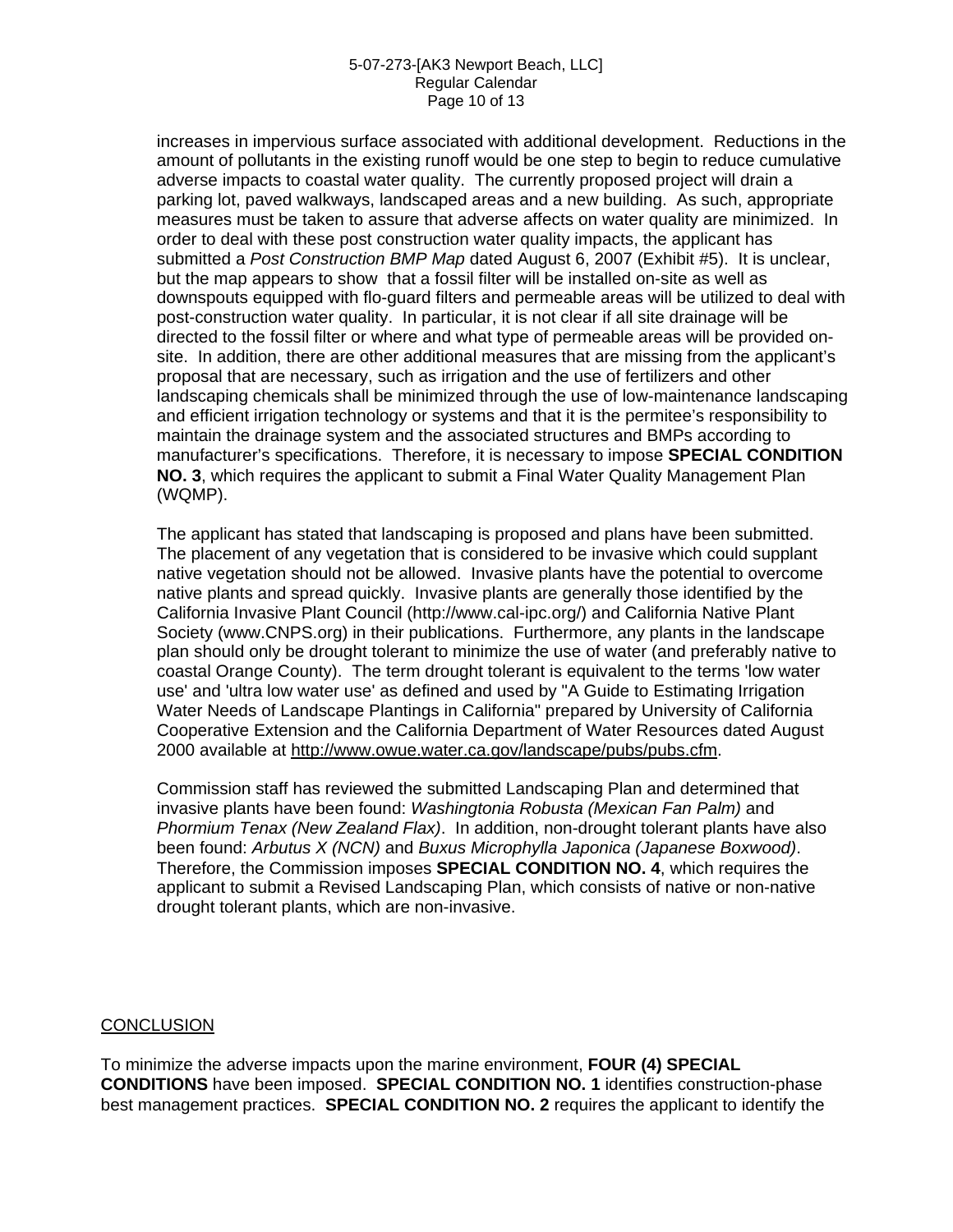increases in impervious surface associated with additional development. Reductions in the amount of pollutants in the existing runoff would be one step to begin to reduce cumulative adverse impacts to coastal water quality. The currently proposed project will drain a parking lot, paved walkways, landscaped areas and a new building. As such, appropriate measures must be taken to assure that adverse affects on water quality are minimized. In order to deal with these post construction water quality impacts, the applicant has submitted a *Post Construction BMP Map* dated August 6, 2007 (Exhibit #5). It is unclear, but the map appears to show that a fossil filter will be installed on-site as well as downspouts equipped with flo-guard filters and permeable areas will be utilized to deal with post-construction water quality. In particular, it is not clear if all site drainage will be directed to the fossil filter or where and what type of permeable areas will be provided on-site. In addition, there are other additional measures that are missing from the applicant's proposal that are necessary, such as irrigation and the use of fertilizers and other landscaping chemicals shall be minimized through the use of low-maintenance landscaping and efficient irrigation technology or systems and that it is the permitee's responsibility to maintain the drainage system and the associated structures and BMPs according to manufacturer's specifications. Therefore, it is necessary to impose **SPECIAL CONDITION NO. 3**, which requires the applicant to submit a Final Water Quality Management Plan (WQMP).

The applicant has stated that landscaping is proposed and plans have been submitted. The placement of any vegetation that is considered to be invasive which could supplant native vegetation should not be allowed. Invasive plants have the potential to overcome native plants and spread quickly. Invasive plants are generally those identified by the California Invasive Plant Council (http://www.cal-ipc.org/) and California Native Plant Society (www.CNPS.org) in their publications. Furthermore, any plants in the landscape plan should only be drought tolerant to minimize the use of water (and preferably native to coastal Orange County). The term drought tolerant is equivalent to the terms 'low water use' and 'ultra low water use' as defined and used by "A Guide to Estimating Irrigation Water Needs of Landscape Plantings in California" prepared by University of California Cooperative Extension and the California Department of Water Resources dated August 2000 available at http://www.owue.water.ca.gov/landscape/pubs/pubs.cfm.

Commission staff has reviewed the submitted Landscaping Plan and determined that invasive plants have been found: *Washingtonia Robusta (Mexican Fan Palm)* and *Phormium Tenax (New Zealand Flax)*. In addition, non-drought tolerant plants have also been found: *Arbutus X (NCN)* and *Buxus Microphylla Japonica (Japanese Boxwood)*. Therefore, the Commission imposes **SPECIAL CONDITION NO. 4**, which requires the applicant to submit a Revised Landscaping Plan, which consists of native or non-native drought tolerant plants, which are non-invasive.

## CONCLUSION

To minimize the adverse impacts upon the marine environment, **FOUR (4) SPECIAL CONDITIONS** have been imposed. **SPECIAL CONDITION NO. 1** identifies construction-phase best management practices. **SPECIAL CONDITION NO. 2** requires the applicant to identify the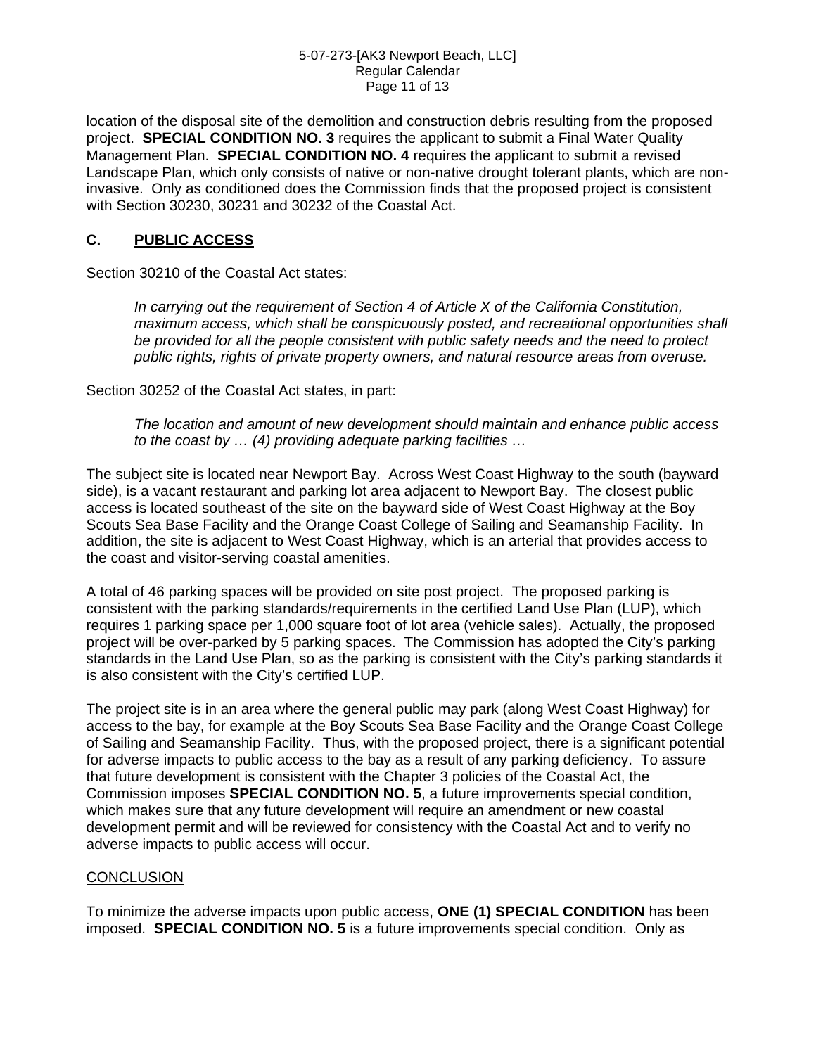location of the disposal site of the demolition and construction debris resulting from the proposed project. **SPECIAL CONDITION NO. 3** requires the applicant to submit a Final Water Quality Management Plan. **SPECIAL CONDITION NO. 4** requires the applicant to submit a revised Landscape Plan, which only consists of native or non-native drought tolerant plants, which are non-invasive. Only as conditioned does the Commission finds that the proposed project is consistent with Section 30230, 30231 and 30232 of the Coastal Act.

## C. PUBLIC ACCESS

Section 30210 of the Coastal Act states:

> *In carrying out the requirement of Section 4 of Article X of the California Constitution, maximum access, which shall be conspicuously posted, and recreational opportunities shall be provided for all the people consistent with public safety needs and the need to protect public rights, rights of private property owners, and natural resource areas from overuse.*

Section 30252 of the Coastal Act states, in part:

> *The location and amount of new development should maintain and enhance public access to the coast by … (4) providing adequate parking facilities …*

The subject site is located near Newport Bay. Across West Coast Highway to the south (bayward side), is a vacant restaurant and parking lot area adjacent to Newport Bay. The closest public access is located southeast of the site on the bayward side of West Coast Highway at the Boy Scouts Sea Base Facility and the Orange Coast College of Sailing and Seamanship Facility. In addition, the site is adjacent to West Coast Highway, which is an arterial that provides access to the coast and visitor-serving coastal amenities.

A total of 46 parking spaces will be provided on site post project. The proposed parking is consistent with the parking standards/requirements in the certified Land Use Plan (LUP), which requires 1 parking space per 1,000 square foot of lot area (vehicle sales). Actually, the proposed project will be over-parked by 5 parking spaces. The Commission has adopted the City's parking standards in the Land Use Plan, so as the parking is consistent with the City's parking standards it is also consistent with the City's certified LUP.

The project site is in an area where the general public may park (along West Coast Highway) for access to the bay, for example at the Boy Scouts Sea Base Facility and the Orange Coast College of Sailing and Seamanship Facility. Thus, with the proposed project, there is a significant potential for adverse impacts to public access to the bay as a result of any parking deficiency. To assure that future development is consistent with the Chapter 3 policies of the Coastal Act, the Commission imposes **SPECIAL CONDITION NO. 5**, a future improvements special condition, which makes sure that any future development will require an amendment or new coastal development permit and will be reviewed for consistency with the Coastal Act and to verify no adverse impacts to public access will occur.

### CONCLUSION

To minimize the adverse impacts upon public access, **ONE (1) SPECIAL CONDITION** has been imposed. **SPECIAL CONDITION NO. 5** is a future improvements special condition. Only as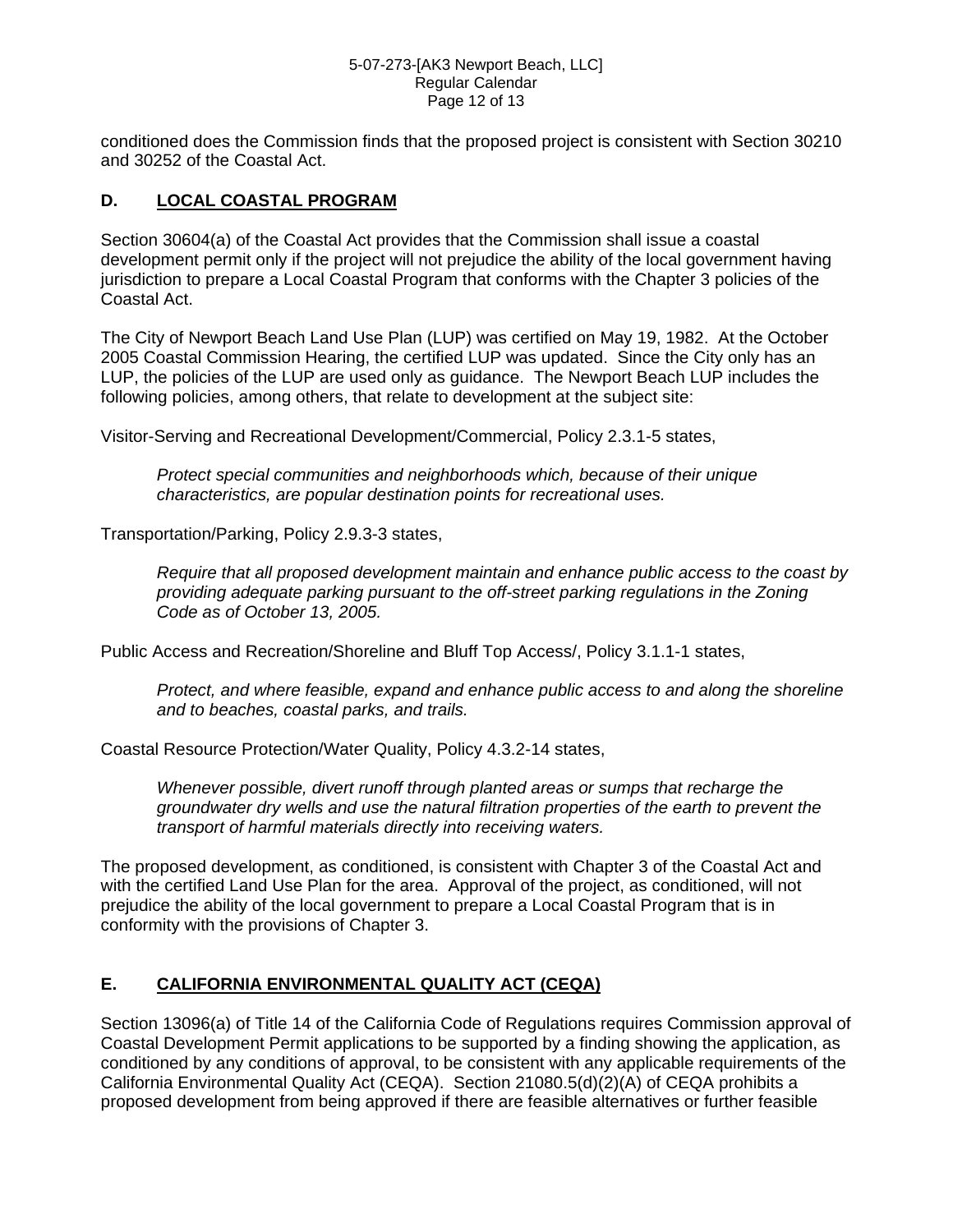conditioned does the Commission finds that the proposed project is consistent with Section 30210 and 30252 of the Coastal Act.

## D. LOCAL COASTAL PROGRAM

Section 30604(a) of the Coastal Act provides that the Commission shall issue a coastal development permit only if the project will not prejudice the ability of the local government having jurisdiction to prepare a Local Coastal Program that conforms with the Chapter 3 policies of the Coastal Act.

The City of Newport Beach Land Use Plan (LUP) was certified on May 19, 1982. At the October 2005 Coastal Commission Hearing, the certified LUP was updated. Since the City only has an LUP, the policies of the LUP are used only as guidance. The Newport Beach LUP includes the following policies, among others, that relate to development at the subject site:

Visitor-Serving and Recreational Development/Commercial, Policy 2.3.1-5 states,

> *Protect special communities and neighborhoods which, because of their unique characteristics, are popular destination points for recreational uses.*

Transportation/Parking, Policy 2.9.3-3 states,

> *Require that all proposed development maintain and enhance public access to the coast by providing adequate parking pursuant to the off-street parking regulations in the Zoning Code as of October 13, 2005.*

Public Access and Recreation/Shoreline and Bluff Top Access/, Policy 3.1.1-1 states,

> *Protect, and where feasible, expand and enhance public access to and along the shoreline and to beaches, coastal parks, and trails.*

Coastal Resource Protection/Water Quality, Policy 4.3.2-14 states,

> *Whenever possible, divert runoff through planted areas or sumps that recharge the groundwater dry wells and use the natural filtration properties of the earth to prevent the transport of harmful materials directly into receiving waters.*

The proposed development, as conditioned, is consistent with Chapter 3 of the Coastal Act and with the certified Land Use Plan for the area. Approval of the project, as conditioned, will not prejudice the ability of the local government to prepare a Local Coastal Program that is in conformity with the provisions of Chapter 3.

## E. CALIFORNIA ENVIRONMENTAL QUALITY ACT (CEQA)

Section 13096(a) of Title 14 of the California Code of Regulations requires Commission approval of Coastal Development Permit applications to be supported by a finding showing the application, as conditioned by any conditions of approval, to be consistent with any applicable requirements of the California Environmental Quality Act (CEQA). Section 21080.5(d)(2)(A) of CEQA prohibits a proposed development from being approved if there are feasible alternatives or further feasible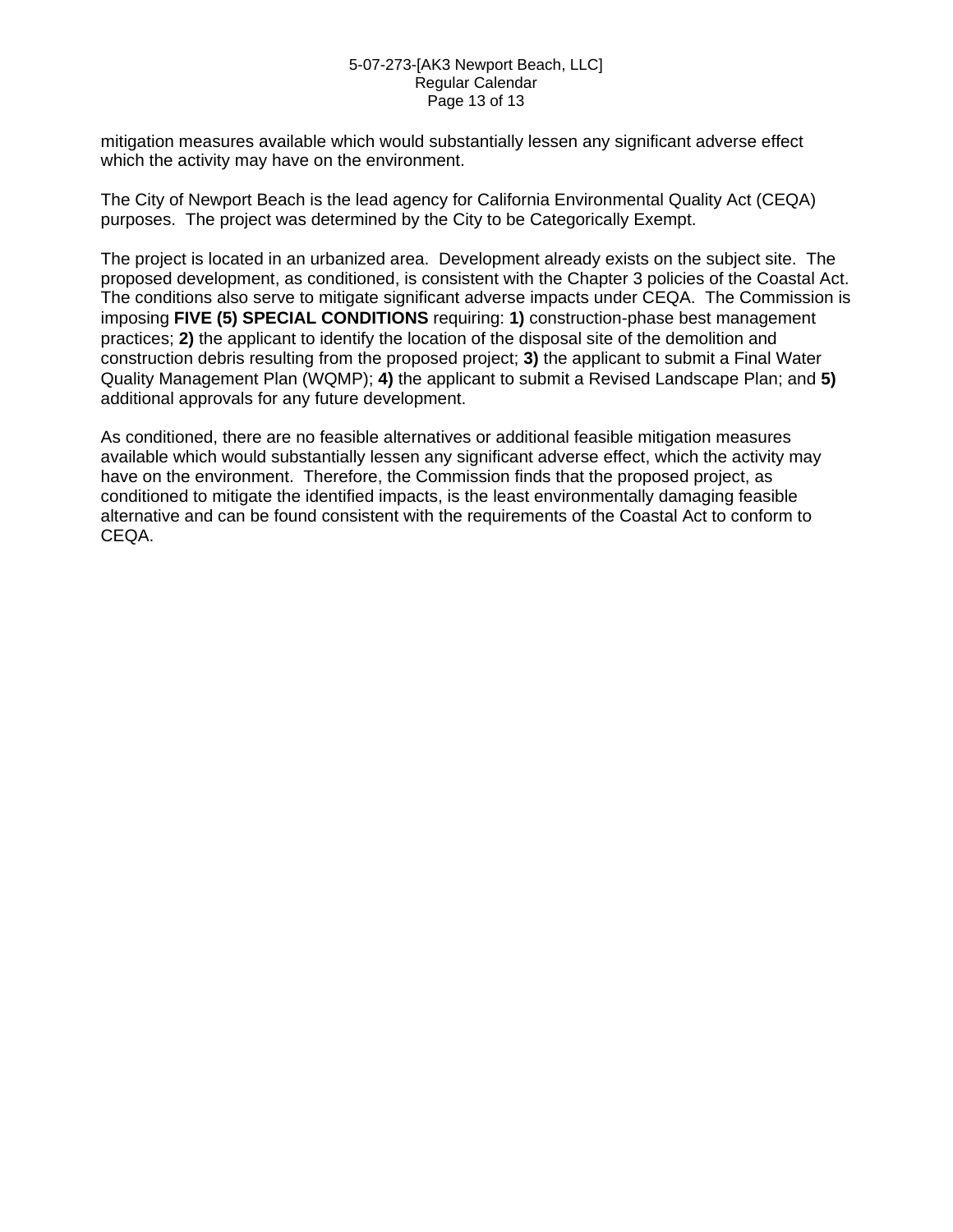mitigation measures available which would substantially lessen any significant adverse effect which the activity may have on the environment.

The City of Newport Beach is the lead agency for California Environmental Quality Act (CEQA) purposes. The project was determined by the City to be Categorically Exempt.

The project is located in an urbanized area. Development already exists on the subject site. The proposed development, as conditioned, is consistent with the Chapter 3 policies of the Coastal Act. The conditions also serve to mitigate significant adverse impacts under CEQA. The Commission is imposing **FIVE (5) SPECIAL CONDITIONS** requiring: **1)** construction-phase best management practices; **2)** the applicant to identify the location of the disposal site of the demolition and construction debris resulting from the proposed project; **3)** the applicant to submit a Final Water Quality Management Plan (WQMP); **4)** the applicant to submit a Revised Landscape Plan; and **5)** additional approvals for any future development.

As conditioned, there are no feasible alternatives or additional feasible mitigation measures available which would substantially lessen any significant adverse effect, which the activity may have on the environment. Therefore, the Commission finds that the proposed project, as conditioned to mitigate the identified impacts, is the least environmentally damaging feasible alternative and can be found consistent with the requirements of the Coastal Act to conform to CEQA.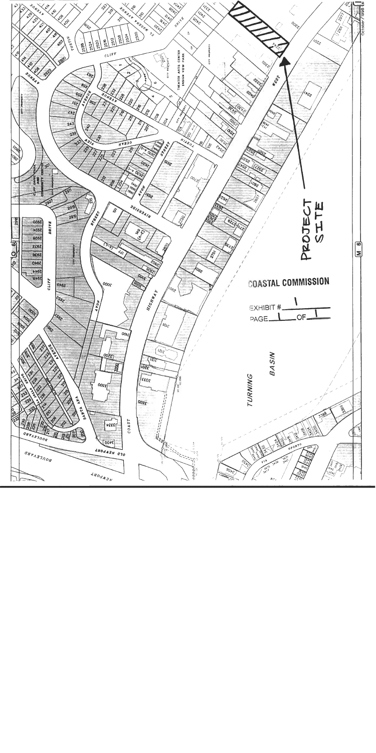PROJECT SITE

COASTAL COMMISSION

EXHIBIT # 1

PAGE 1 OF 1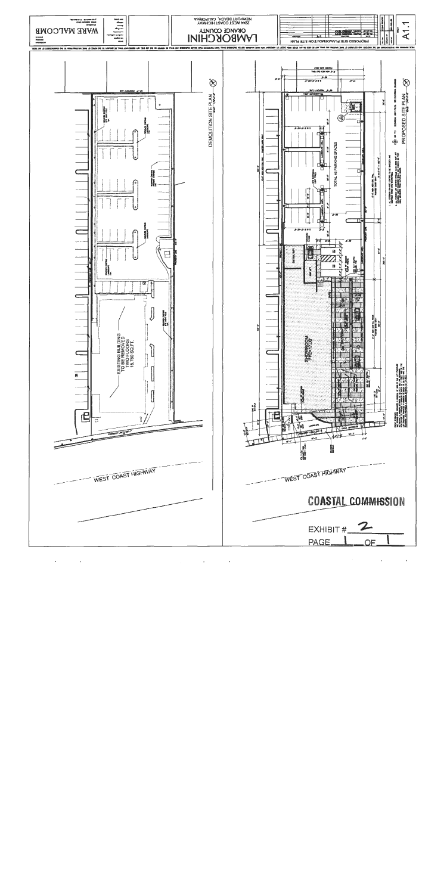**LAMBORGHINI**
ORANGE COUNTY
2244 WEST COAST HIGHWAY
NEWPORT BEACH, CALIFORNIA

**WARE MALCOMB**

PROPOSED SITE PLAN/DEMOLITION SITE PLAN

A1.1

DEMOLITION SITE PLAN

EXISTING BUILDING TO BE REMOVED TWO FLOORS 15,760 SQ. FT.

WEST COAST HIGHWAY

PROPOSED SITE PLAN

TOTAL 45 PARKING SPACES

SHOWROOM

WEST COAST HIGHWAY

**COASTAL COMMISSION**

EXHIBIT # 2

PAGE 1 OF 1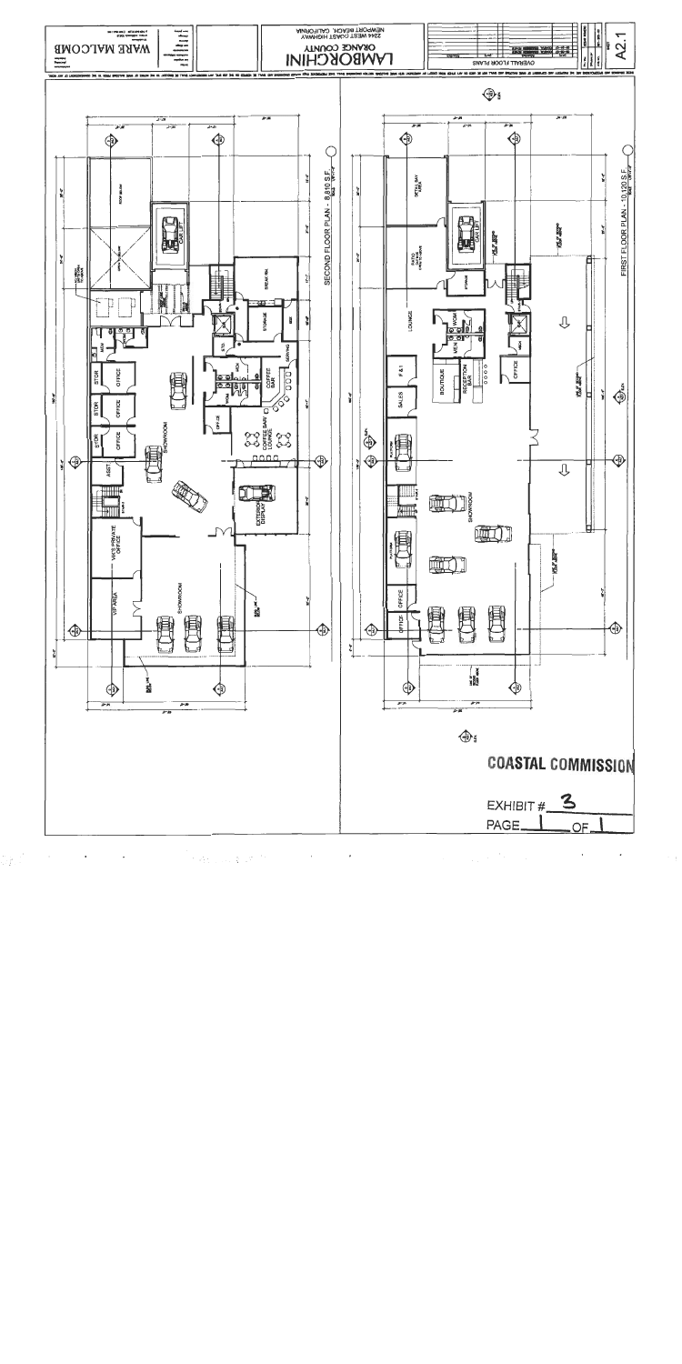LAMBORGHINI
ORANGE COUNTY
2244 WEST COAST HIGHWAY
NEWPORT BEACH, CALIFORNIA

WARE MALCOMB

OVERALL FLOOR PLANS

A2.1

SECOND FLOOR PLAN - 8,810 S.F.

FIRST FLOOR PLAN - 10,120 S.F.

SHOWROOM
VIP AREA
VIP'S PRIVATE OFFICE
ASST
OFFICE
STOR
COFFEE BAR
COFFEE BAR/ LOUNGE
EXTERIOR DISPLAY
STORAGE
BREAK RM
SERVING
CAR LIFT
OFFICE
SALES
F & I
LOUNGE
BOUTIQUE
RECEPTION BAR
STORAGE
DETAIL BAY AREA
CAR LIFT

COASTAL COMMISSION

EXHIBIT # 3

PAGE 1 OF 1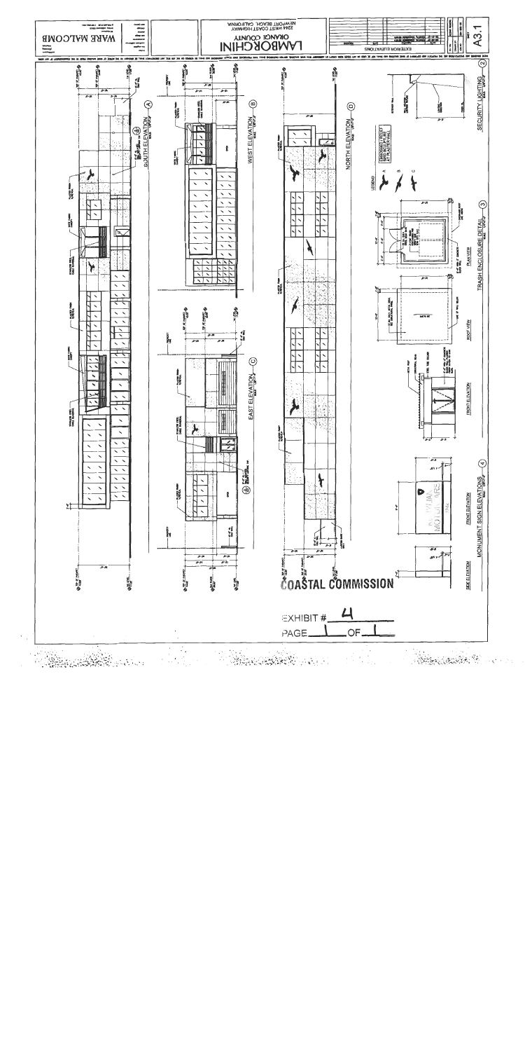WARE MALCOMB

LAMBORGHINI
ORANGE COUNTY
2244 WEST COAST HIGHWAY
NEWPORT BEACH, CALIFORNIA

EXTERIOR ELEVATIONS

A3.1

SOUTH ELEVATION (A)

WEST ELEVATION (B)

EAST ELEVATION (C)

NORTH ELEVATION (D)

SECURITY LIGHTING (2)

LEGEND

TRASH ENCLOSURE DETAIL (3)

PLAN VIEW

ROOF VIEW

FRONT ELEVATION

MONUMENT SIGN ELEVATIONS (4)

FRONT ELEVATION

SIDE ELEVATION

COASTAL COMMISSION

EXHIBIT # 4

PAGE 1 OF 1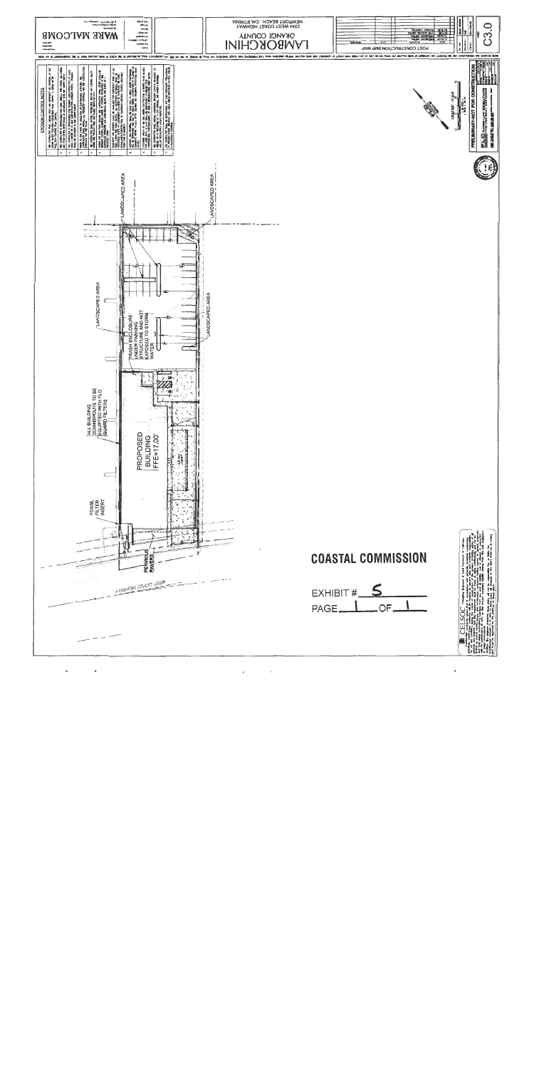WARE MALCOMB

LAMBORGHINI
ORANGE COUNTY
NEWPORT BEACH, CALIFORNIA
2244 WEST COAST HIGHWAY

POST CONSTRUCTION BMP MAP

C3.0

EROSION CONTROL NOTES

LANDSCAPED AREA

LANDSCAPED AREA

TRASH ENCLOSURE UNDER PARKING STRUCTURE AND NOT EXPOSED TO STORM WATER

LANDSCAPED AREA

ALL BUILDING DOWNSPOUTS TO BE RETROFITTED WITH FLO GUARD FILTERS

PROPOSED BUILDING FFE=17.00'

FOSSIL FILTER INSERT

PERVIOUS PAVERS

WEST COAST HIGHWAY

GRAPHIC SCALE

PRELIMINARY-NOT FOR CONSTRUCTION

CELSOC

COASTAL COMMISSION

EXHIBIT # 5

PAGE 1 OF 1